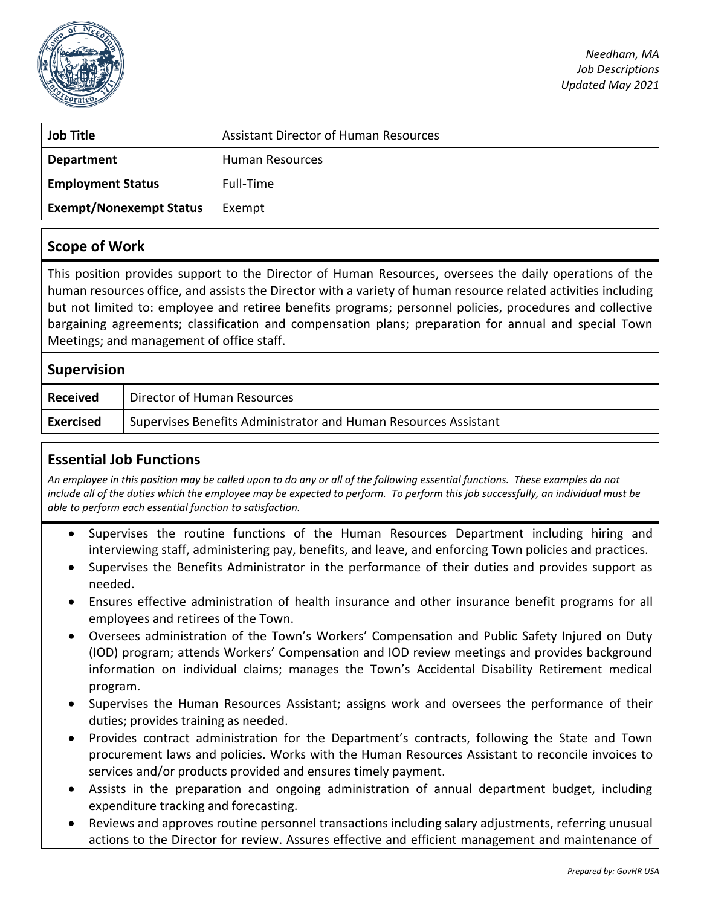*Needham, MA*
*Job Descriptions*
*Updated May 2021*

| **Job Title** | Assistant Director of Human Resources |
|---|---|
| **Department** | Human Resources |
| **Employment Status** | Full-Time |
| **Exempt/Nonexempt Status** | Exempt |

## Scope of Work

This position provides support to the Director of Human Resources, oversees the daily operations of the human resources office, and assists the Director with a variety of human resource related activities including but not limited to: employee and retiree benefits programs; personnel policies, procedures and collective bargaining agreements; classification and compensation plans; preparation for annual and special Town Meetings; and management of office staff.

## Supervision

| **Received** | Director of Human Resources |
|---|---|
| **Exercised** | Supervises Benefits Administrator and Human Resources Assistant |

## Essential Job Functions

*An employee in this position may be called upon to do any or all of the following essential functions. These examples do not include all of the duties which the employee may be expected to perform. To perform this job successfully, an individual must be able to perform each essential function to satisfaction.*

- Supervises the routine functions of the Human Resources Department including hiring and interviewing staff, administering pay, benefits, and leave, and enforcing Town policies and practices.
- Supervises the Benefits Administrator in the performance of their duties and provides support as needed.
- Ensures effective administration of health insurance and other insurance benefit programs for all employees and retirees of the Town.
- Oversees administration of the Town's Workers' Compensation and Public Safety Injured on Duty (IOD) program; attends Workers' Compensation and IOD review meetings and provides background information on individual claims; manages the Town's Accidental Disability Retirement medical program.
- Supervises the Human Resources Assistant; assigns work and oversees the performance of their duties; provides training as needed.
- Provides contract administration for the Department's contracts, following the State and Town procurement laws and policies. Works with the Human Resources Assistant to reconcile invoices to services and/or products provided and ensures timely payment.
- Assists in the preparation and ongoing administration of annual department budget, including expenditure tracking and forecasting.
- Reviews and approves routine personnel transactions including salary adjustments, referring unusual actions to the Director for review. Assures effective and efficient management and maintenance of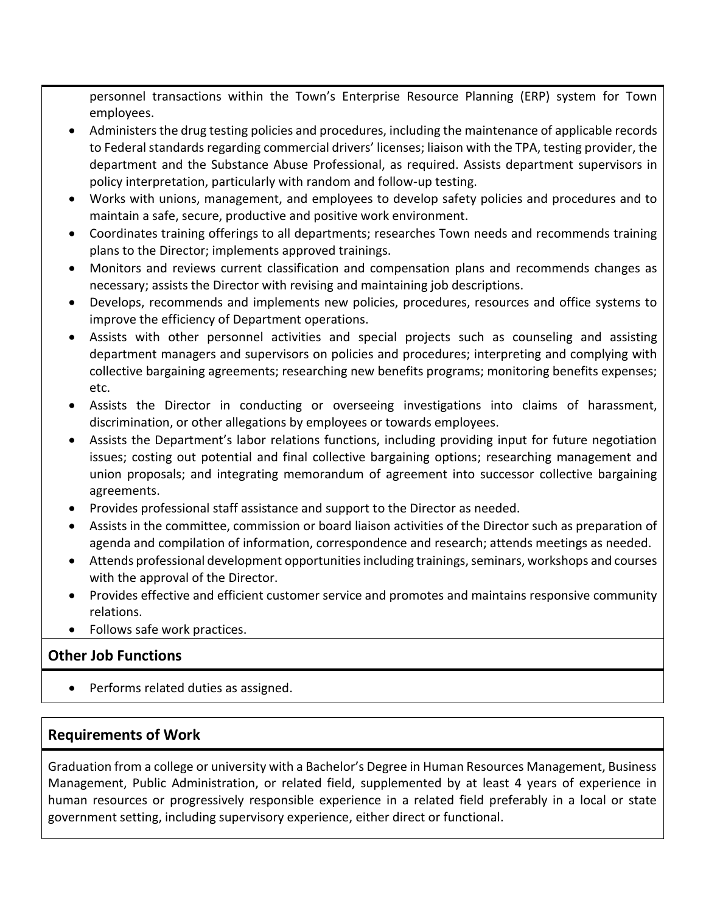personnel transactions within the Town's Enterprise Resource Planning (ERP) system for Town employees.

- Administers the drug testing policies and procedures, including the maintenance of applicable records to Federal standards regarding commercial drivers' licenses; liaison with the TPA, testing provider, the department and the Substance Abuse Professional, as required. Assists department supervisors in policy interpretation, particularly with random and follow-up testing.
- Works with unions, management, and employees to develop safety policies and procedures and to maintain a safe, secure, productive and positive work environment.
- Coordinates training offerings to all departments; researches Town needs and recommends training plans to the Director; implements approved trainings.
- Monitors and reviews current classification and compensation plans and recommends changes as necessary; assists the Director with revising and maintaining job descriptions.
- Develops, recommends and implements new policies, procedures, resources and office systems to improve the efficiency of Department operations.
- Assists with other personnel activities and special projects such as counseling and assisting department managers and supervisors on policies and procedures; interpreting and complying with collective bargaining agreements; researching new benefits programs; monitoring benefits expenses; etc.
- Assists the Director in conducting or overseeing investigations into claims of harassment, discrimination, or other allegations by employees or towards employees.
- Assists the Department's labor relations functions, including providing input for future negotiation issues; costing out potential and final collective bargaining options; researching management and union proposals; and integrating memorandum of agreement into successor collective bargaining agreements.
- Provides professional staff assistance and support to the Director as needed.
- Assists in the committee, commission or board liaison activities of the Director such as preparation of agenda and compilation of information, correspondence and research; attends meetings as needed.
- Attends professional development opportunities including trainings, seminars, workshops and courses with the approval of the Director.
- Provides effective and efficient customer service and promotes and maintains responsive community relations.
- Follows safe work practices.

## Other Job Functions

- Performs related duties as assigned.

## Requirements of Work

Graduation from a college or university with a Bachelor's Degree in Human Resources Management, Business Management, Public Administration, or related field, supplemented by at least 4 years of experience in human resources or progressively responsible experience in a related field preferably in a local or state government setting, including supervisory experience, either direct or functional.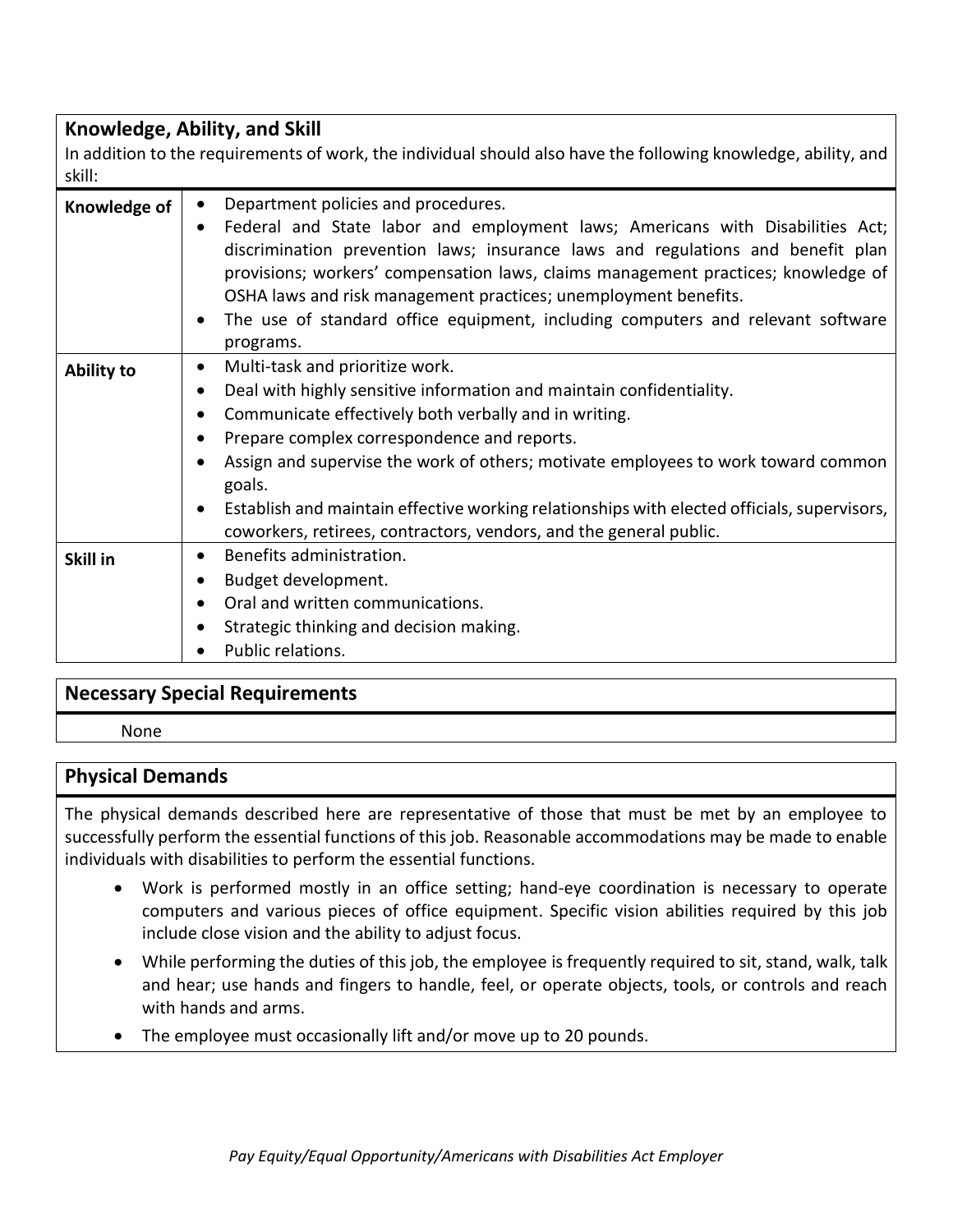## Knowledge, Ability, and Skill

In addition to the requirements of work, the individual should also have the following knowledge, ability, and skill:

| | |
|---|---|
| **Knowledge of** | • Department policies and procedures.<br>• Federal and State labor and employment laws; Americans with Disabilities Act; discrimination prevention laws; insurance laws and regulations and benefit plan provisions; workers' compensation laws, claims management practices; knowledge of OSHA laws and risk management practices; unemployment benefits.<br>• The use of standard office equipment, including computers and relevant software programs. |
| **Ability to** | • Multi-task and prioritize work.<br>• Deal with highly sensitive information and maintain confidentiality.<br>• Communicate effectively both verbally and in writing.<br>• Prepare complex correspondence and reports.<br>• Assign and supervise the work of others; motivate employees to work toward common goals.<br>• Establish and maintain effective working relationships with elected officials, supervisors, coworkers, retirees, contractors, vendors, and the general public. |
| **Skill in** | • Benefits administration.<br>• Budget development.<br>• Oral and written communications.<br>• Strategic thinking and decision making.<br>• Public relations. |

## Necessary Special Requirements

None

## Physical Demands

The physical demands described here are representative of those that must be met by an employee to successfully perform the essential functions of this job. Reasonable accommodations may be made to enable individuals with disabilities to perform the essential functions.

- Work is performed mostly in an office setting; hand-eye coordination is necessary to operate computers and various pieces of office equipment. Specific vision abilities required by this job include close vision and the ability to adjust focus.
- While performing the duties of this job, the employee is frequently required to sit, stand, walk, talk and hear; use hands and fingers to handle, feel, or operate objects, tools, or controls and reach with hands and arms.
- The employee must occasionally lift and/or move up to 20 pounds.

*Pay Equity/Equal Opportunity/Americans with Disabilities Act Employer*